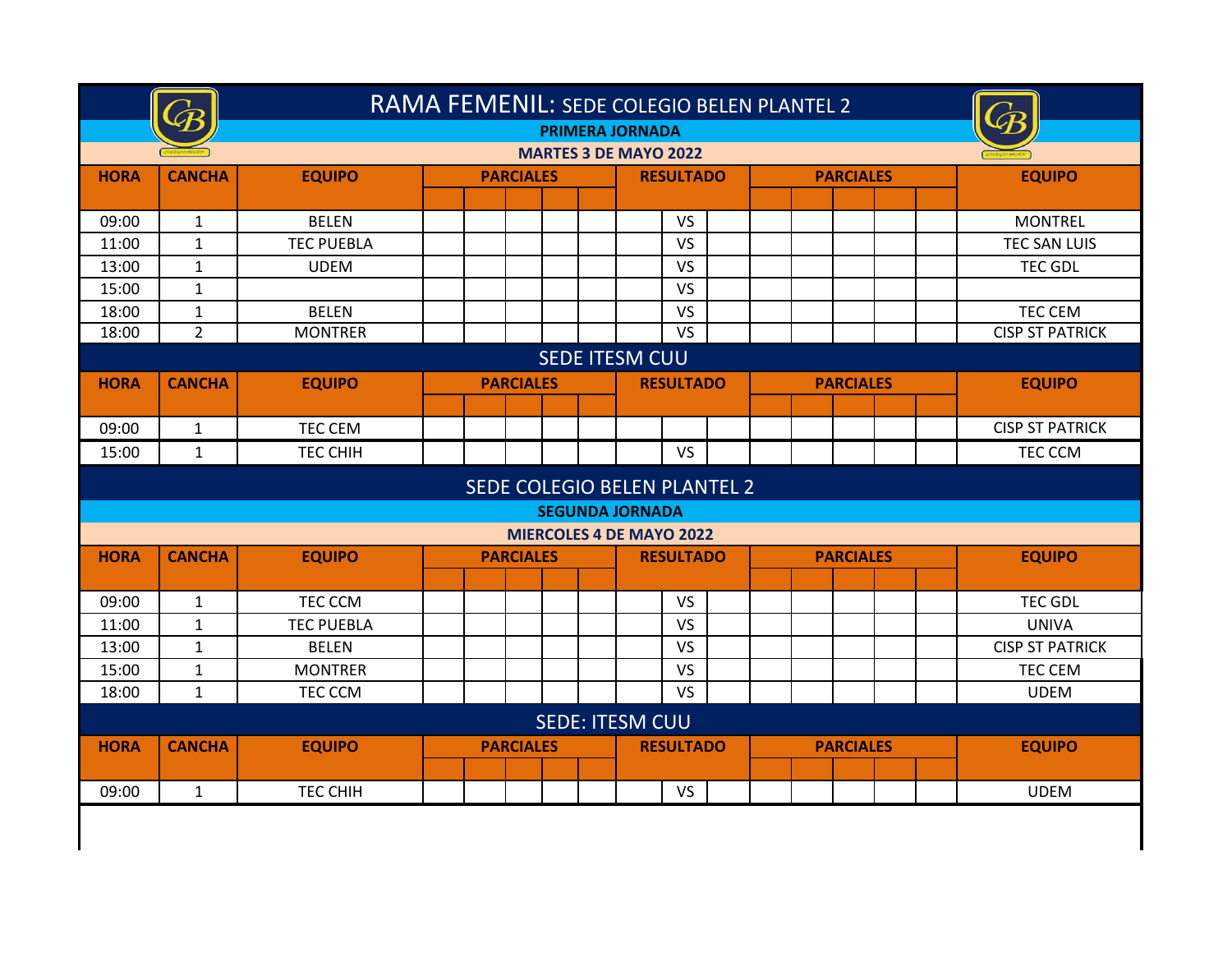# RAMA FEMENIL: SEDE COLEGIO BELEN PLANTEL 2

**PRIMERA JORNADA**

**MARTES 3 DE MAYO 2022**

| HORA | CANCHA | EQUIPO | PARCIALES | | | | | RESULTADO | | | PARCIALES | | | | | EQUIPO |
|---|---|---|---|---|---|---|---|---|---|---|---|---|---|---|---|---|
| 09:00 | 1 | BELEN | | | | | | | VS | | | | | | | MONTREL |
| 11:00 | 1 | TEC PUEBLA | | | | | | | VS | | | | | | | TEC SAN LUIS |
| 13:00 | 1 | UDEM | | | | | | | VS | | | | | | | TEC GDL |
| 15:00 | 1 | | | | | | | | VS | | | | | | | |
| 18:00 | 1 | BELEN | | | | | | | VS | | | | | | | TEC CEM |
| 18:00 | 2 | MONTRER | | | | | | | VS | | | | | | | CISP ST PATRICK |

## SEDE ITESM CUU

| HORA | CANCHA | EQUIPO | PARCIALES | | | | | RESULTADO | | | PARCIALES | | | | | EQUIPO |
|---|---|---|---|---|---|---|---|---|---|---|---|---|---|---|---|---|
| 09:00 | 1 | TEC CEM | | | | | | | | | | | | | | CISP ST PATRICK |
| 15:00 | 1 | TEC CHIH | | | | | | | VS | | | | | | | TEC CCM |

## SEDE COLEGIO BELEN PLANTEL 2

**SEGUNDA JORNADA**

**MIERCOLES 4 DE MAYO 2022**

| HORA | CANCHA | EQUIPO | PARCIALES | | | | | RESULTADO | | | PARCIALES | | | | | EQUIPO |
|---|---|---|---|---|---|---|---|---|---|---|---|---|---|---|---|---|
| 09:00 | 1 | TEC CCM | | | | | | | VS | | | | | | | TEC GDL |
| 11:00 | 1 | TEC PUEBLA | | | | | | | VS | | | | | | | UNIVA |
| 13:00 | 1 | BELEN | | | | | | | VS | | | | | | | CISP ST PATRICK |
| 15:00 | 1 | MONTRER | | | | | | | VS | | | | | | | TEC CEM |
| 18:00 | 1 | TEC CCM | | | | | | | VS | | | | | | | UDEM |

## SEDE: ITESM CUU

| HORA | CANCHA | EQUIPO | PARCIALES | | | | | RESULTADO | | | PARCIALES | | | | | EQUIPO |
|---|---|---|---|---|---|---|---|---|---|---|---|---|---|---|---|---|
| 09:00 | 1 | TEC CHIH | | | | | | | VS | | | | | | | UDEM |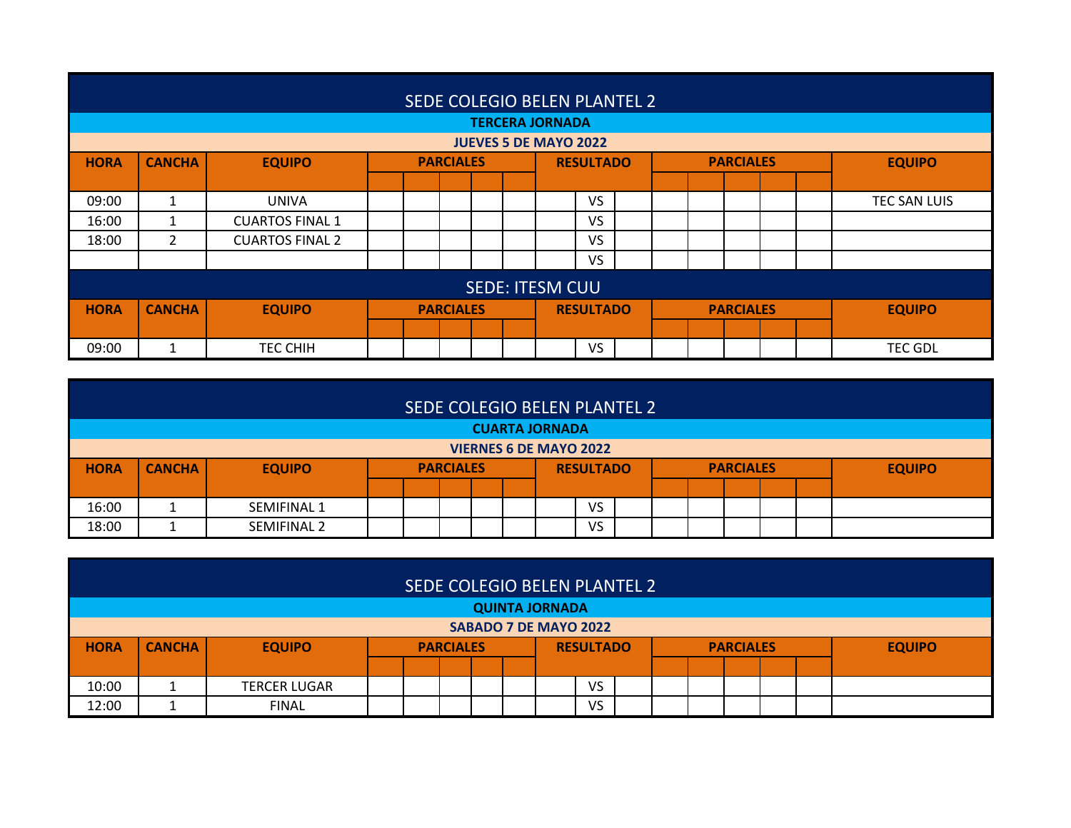## SEDE COLEGIO BELEN PLANTEL 2

### TERCERA JORNADA

**JUEVES 5 DE MAYO 2022**

| HORA | CANCHA | EQUIPO | PARCIALES | | | | | RESULTADO | | | PARCIALES | | | | | EQUIPO |
|---|---|---|---|---|---|---|---|---|---|---|---|---|---|---|---|---|
| 09:00 | 1 | UNIVA | | | | | | | VS | | | | | | | TEC SAN LUIS |
| 16:00 | 1 | CUARTOS FINAL 1 | | | | | | | VS | | | | | | | |
| 18:00 | 2 | CUARTOS FINAL 2 | | | | | | | VS | | | | | | | |
| | | | | | | | | | VS | | | | | | | |

## SEDE: ITESM CUU

| HORA | CANCHA | EQUIPO | PARCIALES | | | | | RESULTADO | | | PARCIALES | | | | | EQUIPO |
|---|---|---|---|---|---|---|---|---|---|---|---|---|---|---|---|---|
| 09:00 | 1 | TEC CHIH | | | | | | | VS | | | | | | | TEC GDL |

## SEDE COLEGIO BELEN PLANTEL 2

### CUARTA JORNADA

**VIERNES 6 DE MAYO 2022**

| HORA | CANCHA | EQUIPO | PARCIALES | | | | | RESULTADO | | | PARCIALES | | | | | EQUIPO |
|---|---|---|---|---|---|---|---|---|---|---|---|---|---|---|---|---|
| 16:00 | 1 | SEMIFINAL 1 | | | | | | | VS | | | | | | | |
| 18:00 | 1 | SEMIFINAL 2 | | | | | | | VS | | | | | | | |

## SEDE COLEGIO BELEN PLANTEL 2

### QUINTA JORNADA

**SABADO 7 DE MAYO 2022**

| HORA | CANCHA | EQUIPO | PARCIALES | | | | | RESULTADO | | | PARCIALES | | | | | EQUIPO |
|---|---|---|---|---|---|---|---|---|---|---|---|---|---|---|---|---|
| 10:00 | 1 | TERCER LUGAR | | | | | | | VS | | | | | | | |
| 12:00 | 1 | FINAL | | | | | | | VS | | | | | | | |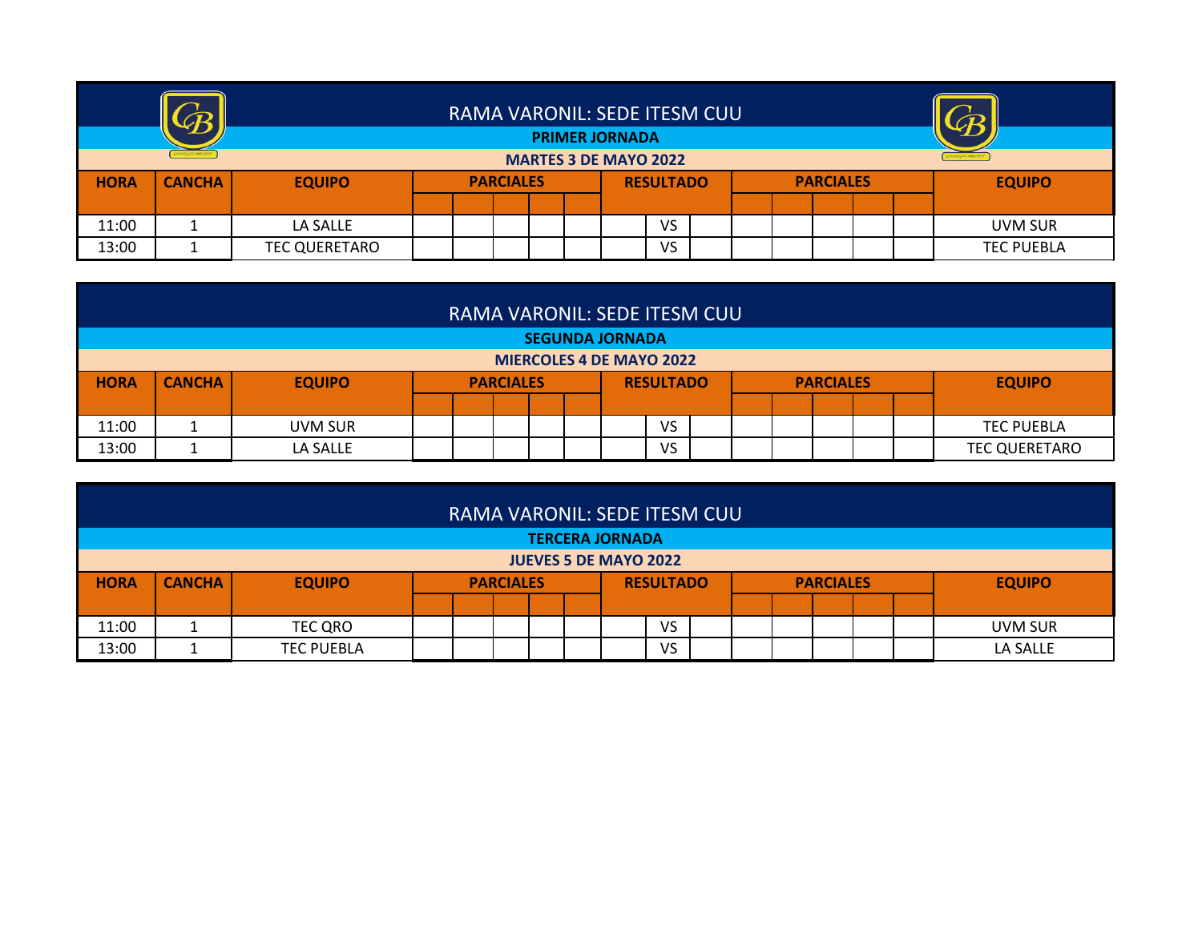## RAMA VARONIL: SEDE ITESM CUU

**PRIMER JORNADA**

**MARTES 3 DE MAYO 2022**

| HORA | CANCHA | EQUIPO | PARCIALES | | | | | RESULTADO | | | PARCIALES | | | | | EQUIPO |
|---|---|---|---|---|---|---|---|---|---|---|---|---|---|---|---|---|
| 11:00 | 1 | LA SALLE | | | | | | | VS | | | | | | | UVM SUR |
| 13:00 | 1 | TEC QUERETARO | | | | | | | VS | | | | | | | TEC PUEBLA |

## RAMA VARONIL: SEDE ITESM CUU

**SEGUNDA JORNADA**

**MIERCOLES 4 DE MAYO 2022**

| HORA | CANCHA | EQUIPO | PARCIALES | | | | | RESULTADO | | | PARCIALES | | | | | EQUIPO |
|---|---|---|---|---|---|---|---|---|---|---|---|---|---|---|---|---|
| 11:00 | 1 | UVM SUR | | | | | | | VS | | | | | | | TEC PUEBLA |
| 13:00 | 1 | LA SALLE | | | | | | | VS | | | | | | | TEC QUERETARO |

## RAMA VARONIL: SEDE ITESM CUU

**TERCERA JORNADA**

**JUEVES 5 DE MAYO 2022**

| HORA | CANCHA | EQUIPO | PARCIALES | | | | | RESULTADO | | | PARCIALES | | | | | EQUIPO |
|---|---|---|---|---|---|---|---|---|---|---|---|---|---|---|---|---|
| 11:00 | 1 | TEC QRO | | | | | | | VS | | | | | | | UVM SUR |
| 13:00 | 1 | TEC PUEBLA | | | | | | | VS | | | | | | | LA SALLE |